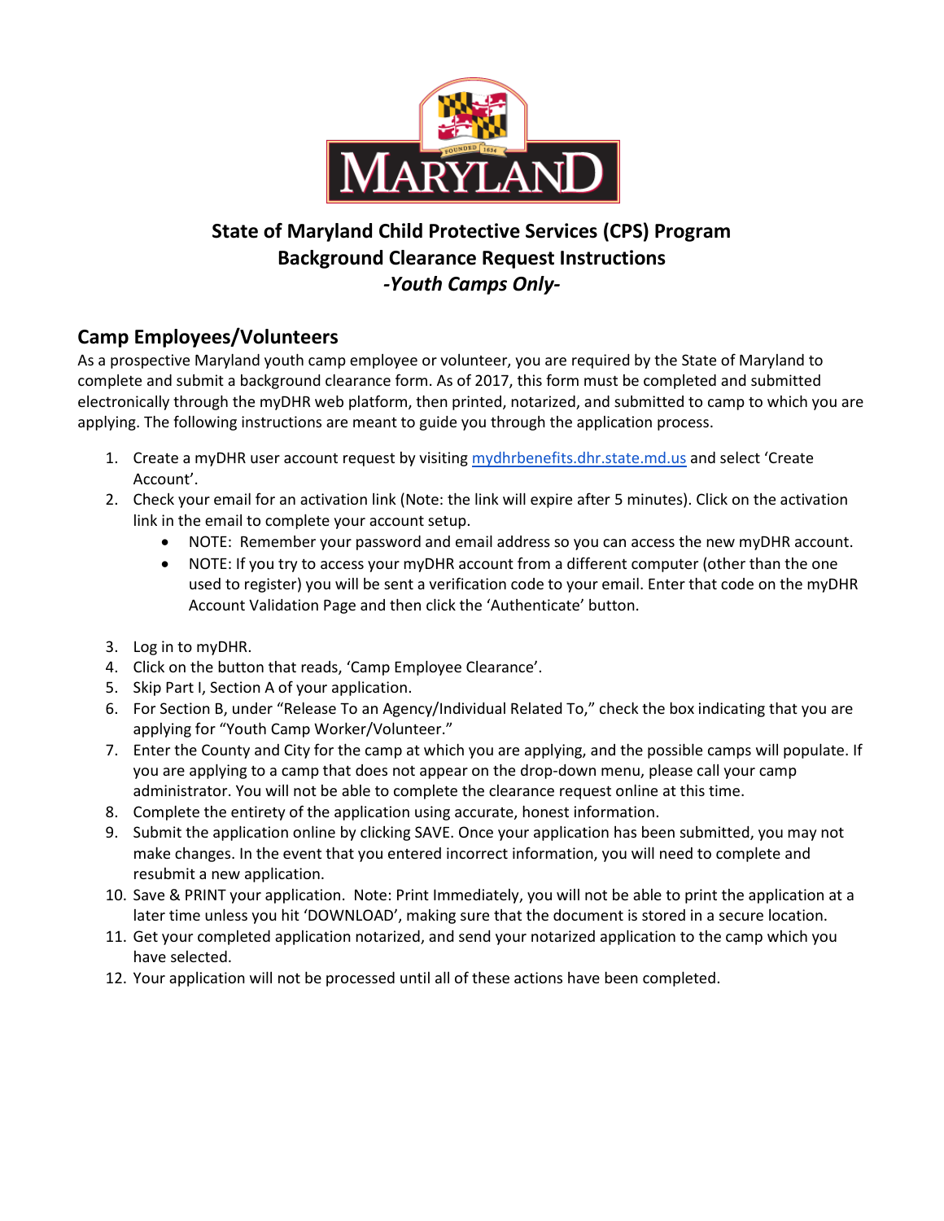# State of Maryland Child Protective Services (CPS) Program
# Background Clearance Request Instructions
# *-Youth Camps Only-*

## Camp Employees/Volunteers

As a prospective Maryland youth camp employee or volunteer, you are required by the State of Maryland to complete and submit a background clearance form. As of 2017, this form must be completed and submitted electronically through the myDHR web platform, then printed, notarized, and submitted to camp to which you are applying. The following instructions are meant to guide you through the application process.

1. Create a myDHR user account request by visiting [mydhrbenefits.dhr.state.md.us](mydhrbenefits.dhr.state.md.us) and select 'Create Account'.
2. Check your email for an activation link (Note: the link will expire after 5 minutes). Click on the activation link in the email to complete your account setup.
   - NOTE: Remember your password and email address so you can access the new myDHR account.
   - NOTE: If you try to access your myDHR account from a different computer (other than the one used to register) you will be sent a verification code to your email. Enter that code on the myDHR Account Validation Page and then click the 'Authenticate' button.
3. Log in to myDHR.
4. Click on the button that reads, 'Camp Employee Clearance'.
5. Skip Part I, Section A of your application.
6. For Section B, under "Release To an Agency/Individual Related To," check the box indicating that you are applying for "Youth Camp Worker/Volunteer."
7. Enter the County and City for the camp at which you are applying, and the possible camps will populate. If you are applying to a camp that does not appear on the drop-down menu, please call your camp administrator. You will not be able to complete the clearance request online at this time.
8. Complete the entirety of the application using accurate, honest information.
9. Submit the application online by clicking SAVE. Once your application has been submitted, you may not make changes. In the event that you entered incorrect information, you will need to complete and resubmit a new application.
10. Save & PRINT your application. Note: Print Immediately, you will not be able to print the application at a later time unless you hit 'DOWNLOAD', making sure that the document is stored in a secure location.
11. Get your completed application notarized, and send your notarized application to the camp which you have selected.
12. Your application will not be processed until all of these actions have been completed.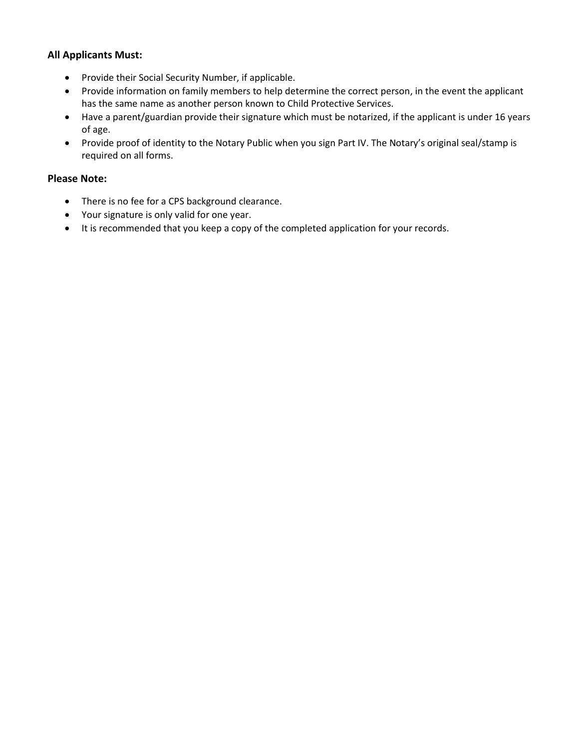**All Applicants Must:**

- Provide their Social Security Number, if applicable.
- Provide information on family members to help determine the correct person, in the event the applicant has the same name as another person known to Child Protective Services.
- Have a parent/guardian provide their signature which must be notarized, if the applicant is under 16 years of age.
- Provide proof of identity to the Notary Public when you sign Part IV. The Notary's original seal/stamp is required on all forms.

**Please Note:**

- There is no fee for a CPS background clearance.
- Your signature is only valid for one year.
- It is recommended that you keep a copy of the completed application for your records.